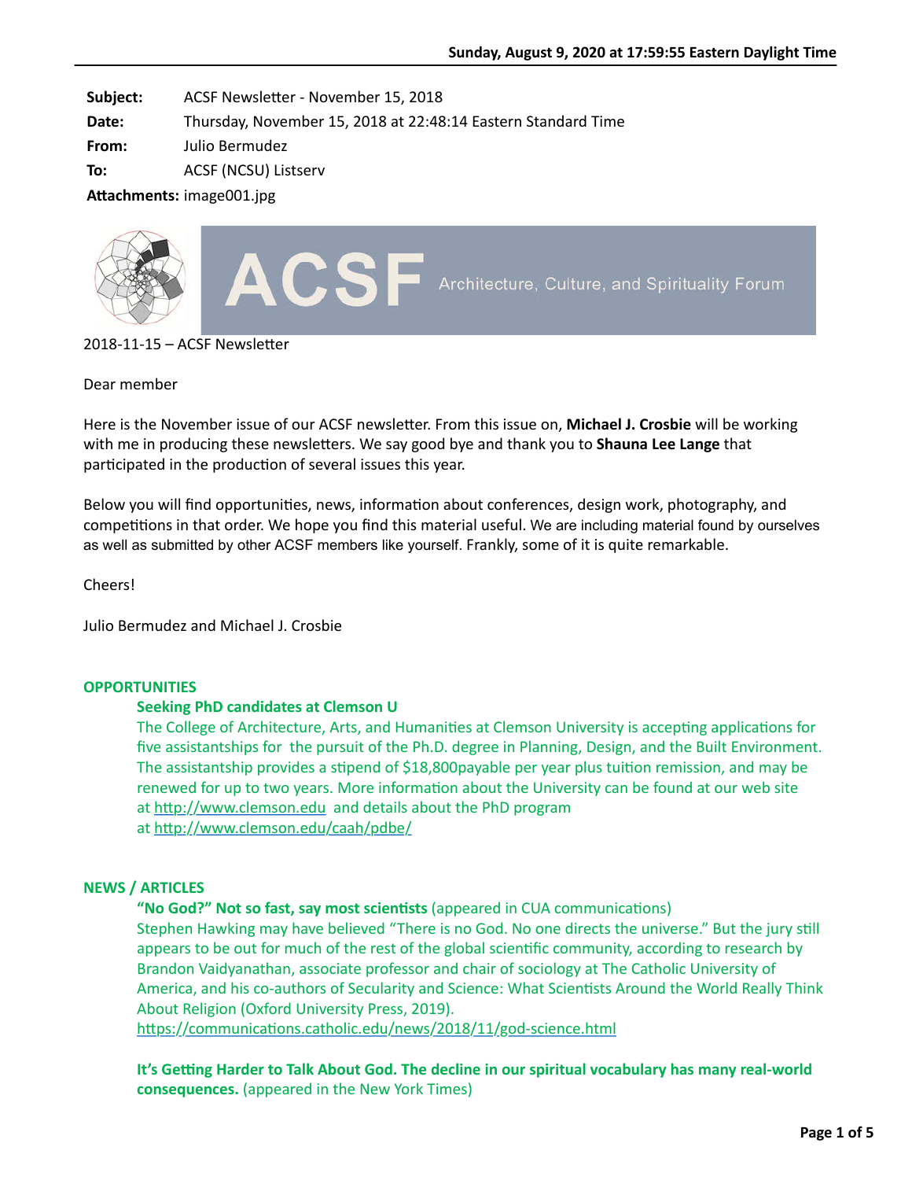Sunday, August 9, 2020 at 17:59:55 Eastern Daylight Time

**Subject:** ACSF Newsletter - November 15, 2018
**Date:** Thursday, November 15, 2018 at 22:48:14 Eastern Standard Time
**From:** Julio Bermudez
**To:** ACSF (NCSU) Listserv
**Attachments:** image001.jpg

ACSF Architecture, Culture, and Spirituality Forum

2018-11-15 – ACSF Newsletter

Dear member

Here is the November issue of our ACSF newsletter. From this issue on, **Michael J. Crosbie** will be working with me in producing these newsletters. We say good bye and thank you to **Shauna Lee Lange** that participated in the production of several issues this year.

Below you will find opportunities, news, information about conferences, design work, photography, and competitions in that order. We hope you find this material useful. We are including material found by ourselves as well as submitted by other ACSF members like yourself. Frankly, some of it is quite remarkable.

Cheers!

Julio Bermudez and Michael J. Crosbie

## OPPORTUNITIES

### Seeking PhD candidates at Clemson U

The College of Architecture, Arts, and Humanities at Clemson University is accepting applications for five assistantships for the pursuit of the Ph.D. degree in Planning, Design, and the Built Environment. The assistantship provides a stipend of $18,800payable per year plus tuition remission, and may be renewed for up to two years. More information about the University can be found at our web site at http://www.clemson.edu and details about the PhD program at http://www.clemson.edu/caah/pdbe/

## NEWS / ARTICLES

**"No God?" Not so fast, say most scientists** (appeared in CUA communications)
Stephen Hawking may have believed "There is no God. No one directs the universe." But the jury still appears to be out for much of the rest of the global scientific community, according to research by Brandon Vaidyanathan, associate professor and chair of sociology at The Catholic University of America, and his co-authors of Secularity and Science: What Scientists Around the World Really Think About Religion (Oxford University Press, 2019).
https://communications.catholic.edu/news/2018/11/god-science.html

**It's Getting Harder to Talk About God. The decline in our spiritual vocabulary has many real-world consequences.** (appeared in the New York Times)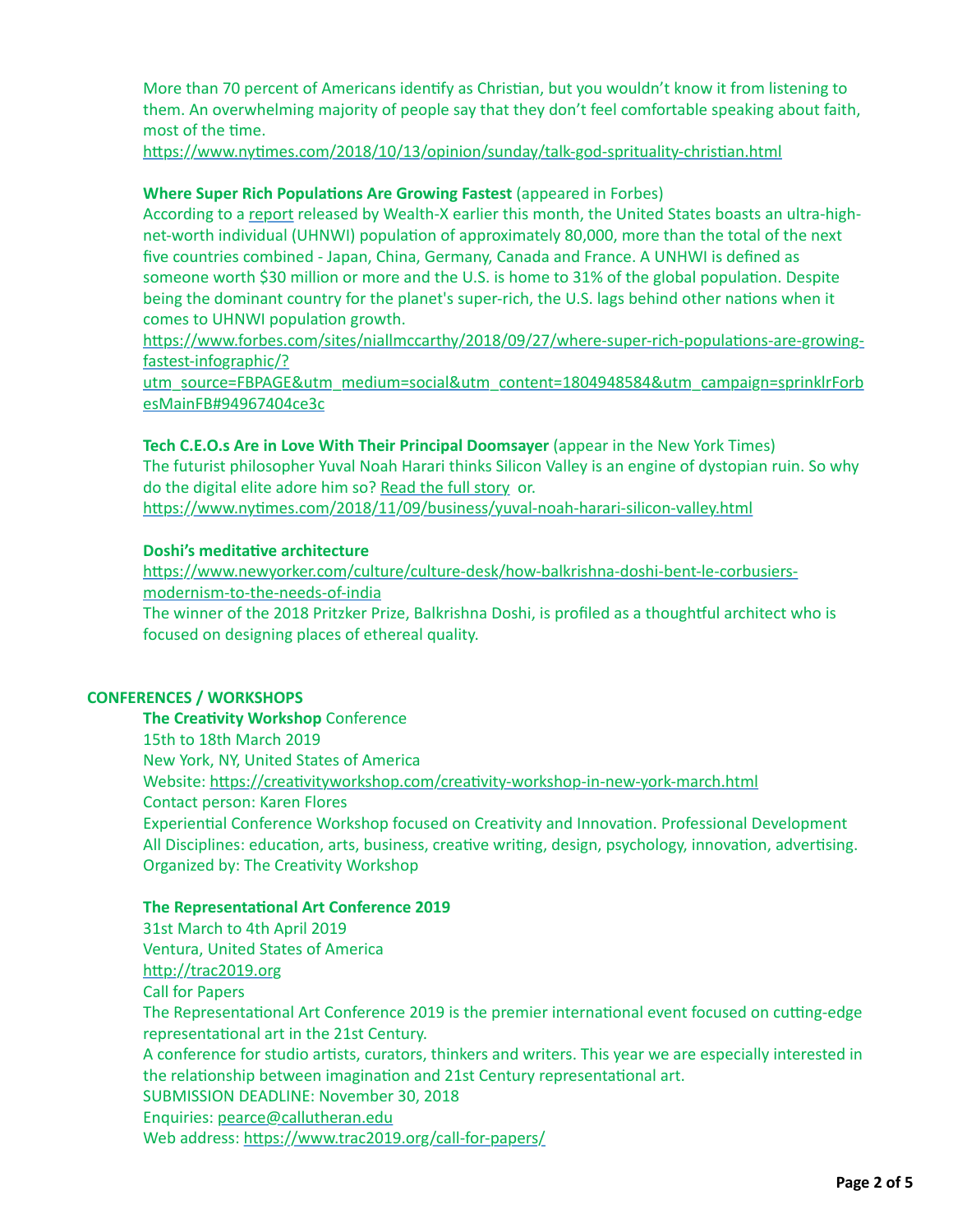More than 70 percent of Americans identify as Christian, but you wouldn't know it from listening to them. An overwhelming majority of people say that they don't feel comfortable speaking about faith, most of the time.
https://www.nytimes.com/2018/10/13/opinion/sunday/talk-god-sprituality-christian.html

**Where Super Rich Populations Are Growing Fastest** (appeared in Forbes)
According to a report released by Wealth-X earlier this month, the United States boasts an ultra-high-net-worth individual (UHNWI) population of approximately 80,000, more than the total of the next five countries combined - Japan, China, Germany, Canada and France. A UNHWI is defined as someone worth $30 million or more and the U.S. is home to 31% of the global population. Despite being the dominant country for the planet's super-rich, the U.S. lags behind other nations when it comes to UHNWI population growth.
https://www.forbes.com/sites/niallmccarthy/2018/09/27/where-super-rich-populations-are-growing-fastest-infographic/?utm_source=FBPAGE&utm_medium=social&utm_content=1804948584&utm_campaign=sprinklrForbesMainFB#94967404ce3c

**Tech C.E.O.s Are in Love With Their Principal Doomsayer** (appear in the New York Times)
The futurist philosopher Yuval Noah Harari thinks Silicon Valley is an engine of dystopian ruin. So why do the digital elite adore him so? Read the full story or.
https://www.nytimes.com/2018/11/09/business/yuval-noah-harari-silicon-valley.html

**Doshi's meditative architecture**
https://www.newyorker.com/culture/culture-desk/how-balkrishna-doshi-bent-le-corbusiers-modernism-to-the-needs-of-india
The winner of the 2018 Pritzker Prize, Balkrishna Doshi, is profiled as a thoughtful architect who is focused on designing places of ethereal quality.

## CONFERENCES / WORKSHOPS

**The Creativity Workshop** Conference
15th to 18th March 2019
New York, NY, United States of America
Website: https://creativityworkshop.com/creativity-workshop-in-new-york-march.html
Contact person: Karen Flores
Experiential Conference Workshop focused on Creativity and Innovation. Professional Development All Disciplines: education, arts, business, creative writing, design, psychology, innovation, advertising.
Organized by: The Creativity Workshop

**The Representational Art Conference 2019**
31st March to 4th April 2019
Ventura, United States of America
http://trac2019.org
Call for Papers
The Representational Art Conference 2019 is the premier international event focused on cutting-edge representational art in the 21st Century.
A conference for studio artists, curators, thinkers and writers. This year we are especially interested in the relationship between imagination and 21st Century representational art.
SUBMISSION DEADLINE: November 30, 2018
Enquiries: pearce@callutheran.edu
Web address: https://www.trac2019.org/call-for-papers/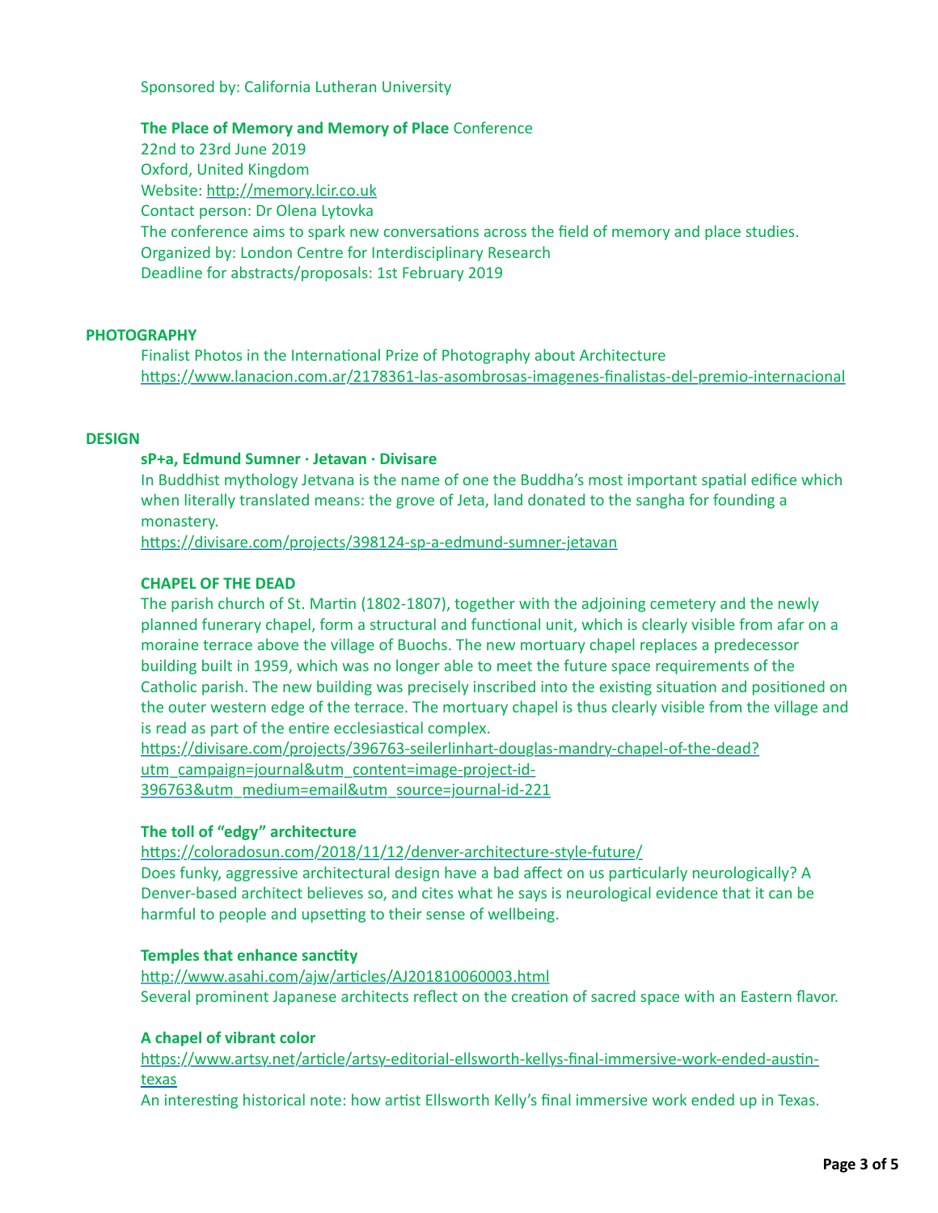Sponsored by: California Lutheran University

**The Place of Memory and Memory of Place** Conference
22nd to 23rd June 2019
Oxford, United Kingdom
Website: http://memory.lcir.co.uk
Contact person: Dr Olena Lytovka
The conference aims to spark new conversations across the field of memory and place studies.
Organized by: London Centre for Interdisciplinary Research
Deadline for abstracts/proposals: 1st February 2019

## PHOTOGRAPHY

Finalist Photos in the International Prize of Photography about Architecture
https://www.lanacion.com.ar/2178361-las-asombrosas-imagenes-finalistas-del-premio-internacional

## DESIGN

**sP+a, Edmund Sumner · Jetavan · Divisare**

In Buddhist mythology Jetvana is the name of one the Buddha's most important spatial edifice which when literally translated means: the grove of Jeta, land donated to the sangha for founding a monastery.
https://divisare.com/projects/398124-sp-a-edmund-sumner-jetavan

**CHAPEL OF THE DEAD**

The parish church of St. Martin (1802-1807), together with the adjoining cemetery and the newly planned funerary chapel, form a structural and functional unit, which is clearly visible from afar on a moraine terrace above the village of Buochs. The new mortuary chapel replaces a predecessor building built in 1959, which was no longer able to meet the future space requirements of the Catholic parish. The new building was precisely inscribed into the existing situation and positioned on the outer western edge of the terrace. The mortuary chapel is thus clearly visible from the village and is read as part of the entire ecclesiastical complex.
https://divisare.com/projects/396763-seilerlinhart-douglas-mandry-chapel-of-the-dead?utm_campaign=journal&utm_content=image-project-id-396763&utm_medium=email&utm_source=journal-id-221

**The toll of "edgy" architecture**

https://coloradosun.com/2018/11/12/denver-architecture-style-future/
Does funky, aggressive architectural design have a bad affect on us particularly neurologically? A Denver-based architect believes so, and cites what he says is neurological evidence that it can be harmful to people and upsetting to their sense of wellbeing.

**Temples that enhance sanctity**

http://www.asahi.com/ajw/articles/AJ201810060003.html
Several prominent Japanese architects reflect on the creation of sacred space with an Eastern flavor.

**A chapel of vibrant color**

https://www.artsy.net/article/artsy-editorial-ellsworth-kellys-final-immersive-work-ended-austin-texas
An interesting historical note: how artist Ellsworth Kelly's final immersive work ended up in Texas.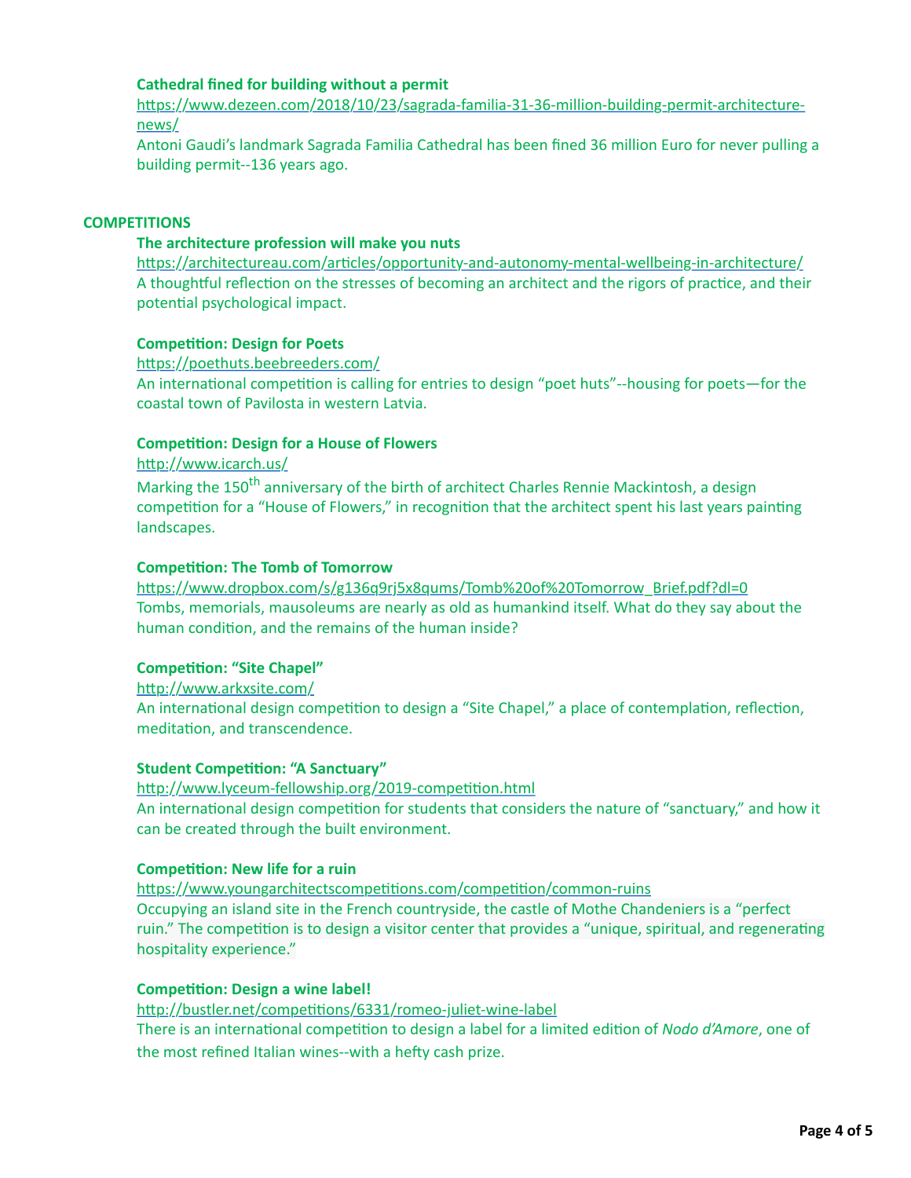**Cathedral fined for building without a permit**

https://www.dezeen.com/2018/10/23/sagrada-familia-31-36-million-building-permit-architecture-news/

Antoni Gaudi's landmark Sagrada Familia Cathedral has been fined 36 million Euro for never pulling a building permit--136 years ago.

## COMPETITIONS

**The architecture profession will make you nuts**

https://architectureau.com/articles/opportunity-and-autonomy-mental-wellbeing-in-architecture/

A thoughtful reflection on the stresses of becoming an architect and the rigors of practice, and their potential psychological impact.

**Competition: Design for Poets**

https://poethuts.beebreeders.com/

An international competition is calling for entries to design "poet huts"--housing for poets—for the coastal town of Pavilosta in western Latvia.

**Competition: Design for a House of Flowers**

http://www.icarch.us/

Marking the 150th anniversary of the birth of architect Charles Rennie Mackintosh, a design competition for a "House of Flowers," in recognition that the architect spent his last years painting landscapes.

**Competition: The Tomb of Tomorrow**

https://www.dropbox.com/s/g136q9rj5x8qums/Tomb%20of%20Tomorrow_Brief.pdf?dl=0

Tombs, memorials, mausoleums are nearly as old as humankind itself. What do they say about the human condition, and the remains of the human inside?

**Competition: "Site Chapel"**

http://www.arkxsite.com/

An international design competition to design a "Site Chapel," a place of contemplation, reflection, meditation, and transcendence.

**Student Competition: "A Sanctuary"**

http://www.lyceum-fellowship.org/2019-competition.html

An international design competition for students that considers the nature of "sanctuary," and how it can be created through the built environment.

**Competition: New life for a ruin**

https://www.youngarchitectscompetitions.com/competition/common-ruins

Occupying an island site in the French countryside, the castle of Mothe Chandeniers is a "perfect ruin." The competition is to design a visitor center that provides a "unique, spiritual, and regenerating hospitality experience."

**Competition: Design a wine label!**

http://bustler.net/competitions/6331/romeo-juliet-wine-label

There is an international competition to design a label for a limited edition of *Nodo d'Amore*, one of the most refined Italian wines--with a hefty cash prize.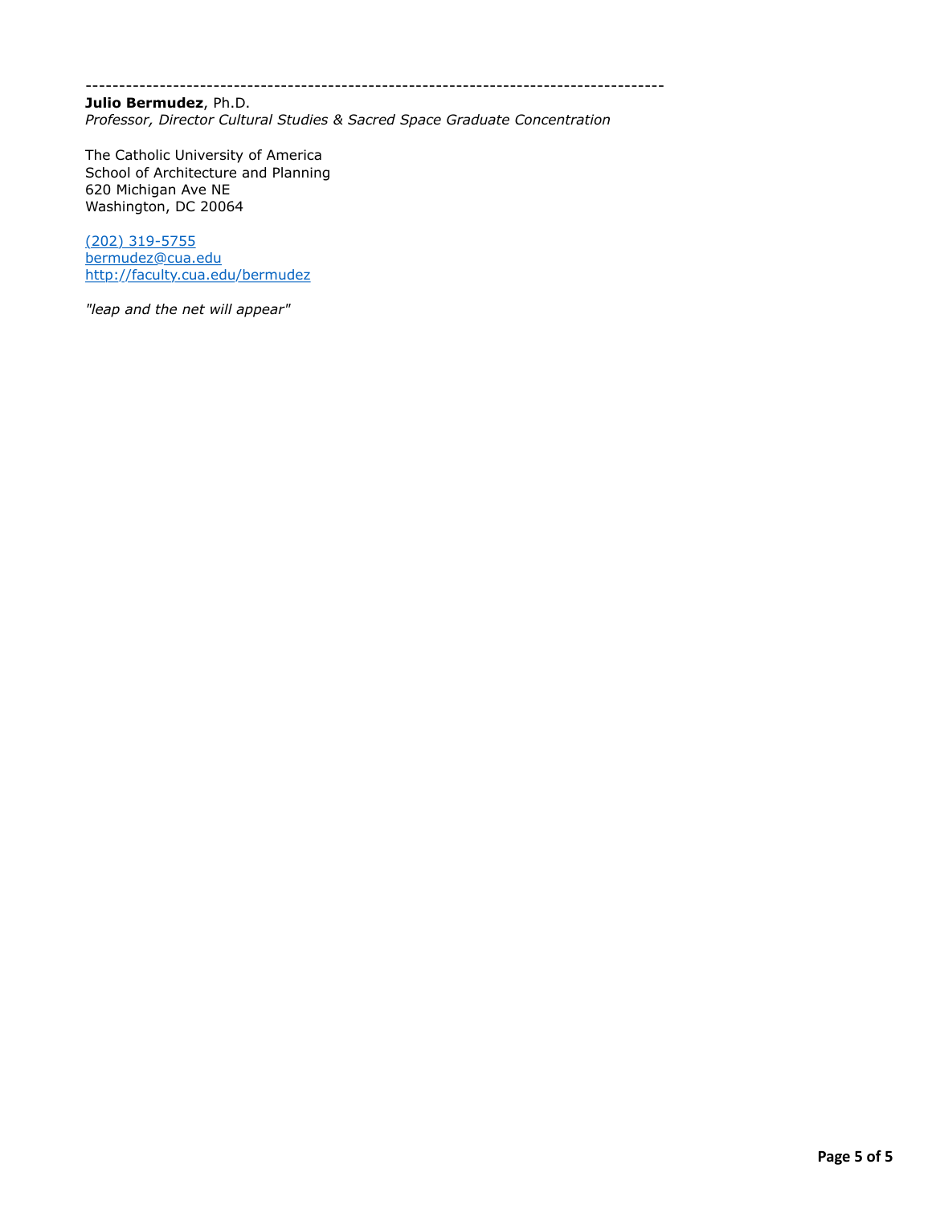-------------------------------------------------------------------------------------

**Julio Bermudez**, Ph.D.
*Professor, Director Cultural Studies & Sacred Space Graduate Concentration*

The Catholic University of America
School of Architecture and Planning
620 Michigan Ave NE
Washington, DC 20064

(202) 319-5755
bermudez@cua.edu
http://faculty.cua.edu/bermudez

*"leap and the net will appear"*